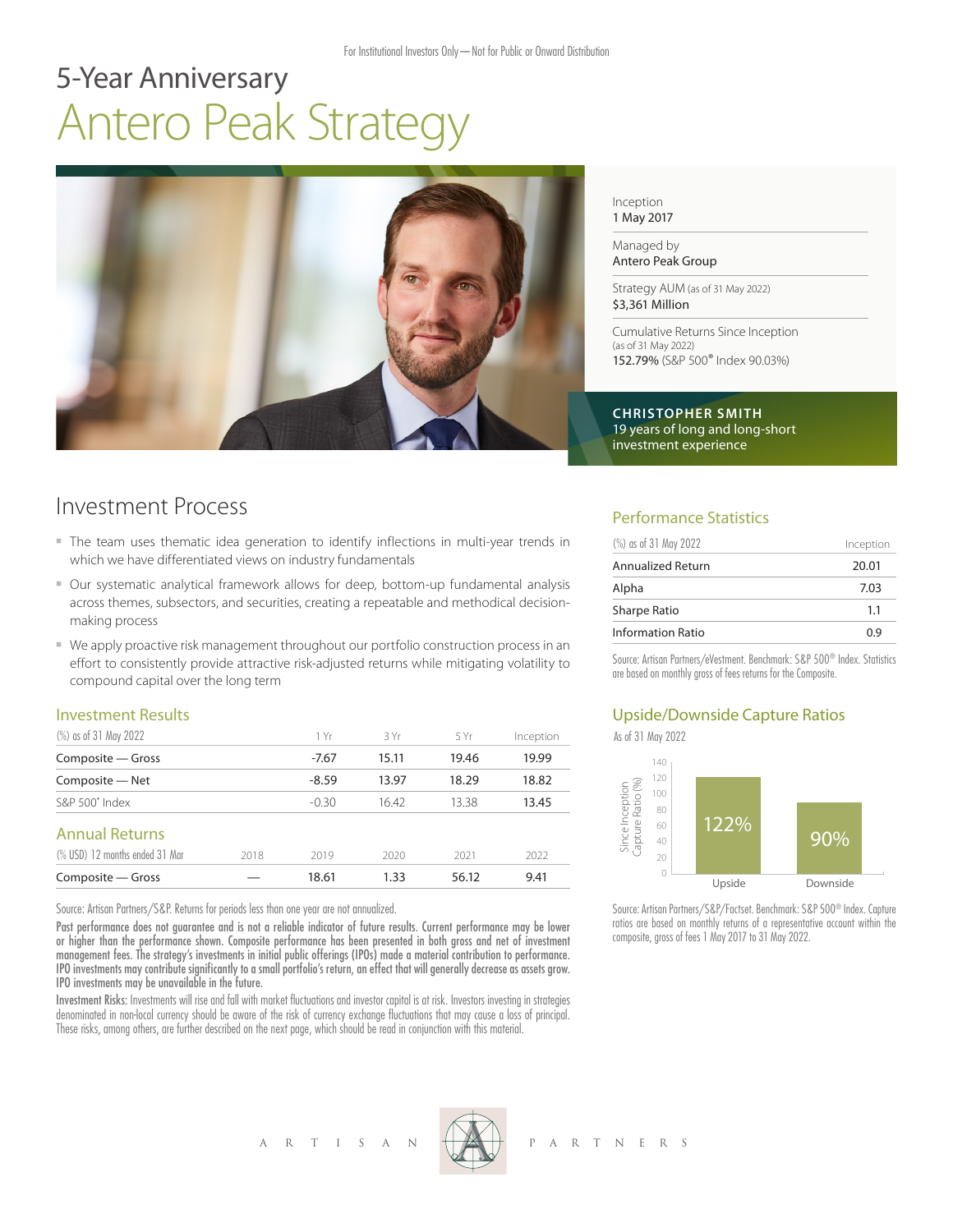For Institutional Investors Only—Not for Public or Onward Distribution

# 5-Year Anniversary
# Antero Peak Strategy

Inception
1 May 2017

Managed by
Antero Peak Group

Strategy AUM (as of 31 May 2022)
$3,361 Million

Cumulative Returns Since Inception
(as of 31 May 2022)
**152.79%** (S&P 500® Index 90.03%)

**CHRISTOPHER SMITH**
19 years of long and long-short investment experience

## Investment Process

- The team uses thematic idea generation to identify inflections in multi-year trends in which we have differentiated views on industry fundamentals
- Our systematic analytical framework allows for deep, bottom-up fundamental analysis across themes, subsectors, and securities, creating a repeatable and methodical decision-making process
- We apply proactive risk management throughout our portfolio construction process in an effort to consistently provide attractive risk-adjusted returns while mitigating volatility to compound capital over the long term

### Investment Results

| (%) as of 31 May 2022 | 1 Yr | 3 Yr | 5 Yr | Inception |
|---|---|---|---|---|
| Composite — Gross | -7.67 | 15.11 | 19.46 | 19.99 |
| Composite — Net | -8.59 | 13.97 | 18.29 | 18.82 |
| S&P 500® Index | -0.30 | 16.42 | 13.38 | 13.45 |

### Annual Returns

| (% USD) 12 months ended 31 Mar | 2018 | 2019 | 2020 | 2021 | 2022 |
|---|---|---|---|---|---|
| Composite — Gross | — | 18.61 | 1.33 | 56.12 | 9.41 |

Source: Artisan Partners/S&P. Returns for periods less than one year are not annualized.

**Past performance does not guarantee and is not a reliable indicator of future results. Current performance may be lower or higher than the performance shown. Composite performance has been presented in both gross and net of investment management fees. The strategy's investments in initial public offerings (IPOs) made a material contribution to performance. IPO investments may contribute significantly to a small portfolio's return, an effect that will generally decrease as assets grow. IPO investments may be unavailable in the future.**

**Investment Risks:** Investments will rise and fall with market fluctuations and investor capital is at risk. Investors investing in strategies denominated in non-local currency should be aware of the risk of currency exchange fluctuations that may cause a loss of principal. These risks, among others, are further described on the next page, which should be read in conjunction with this material.

### Performance Statistics

| (%) as of 31 May 2022 | Inception |
|---|---|
| Annualized Return | 20.01 |
| Alpha | 7.03 |
| Sharpe Ratio | 1.1 |
| Information Ratio | 0.9 |

Source: Artisan Partners/eVestment. Benchmark: S&P 500® Index. Statistics are based on monthly gross of fees returns for the Composite.

### Upside/Downside Capture Ratios

As of 31 May 2022

| Since Inception Capture Ratio (%) | Upside | Downside |
|---|---|---|
| | 122% | 90% |

Source: Artisan Partners/S&P/Factset. Benchmark: S&P 500® Index. Capture ratios are based on monthly returns of a representative account within the composite, gross of fees 1 May 2017 to 31 May 2022.

ARTISAN PARTNERS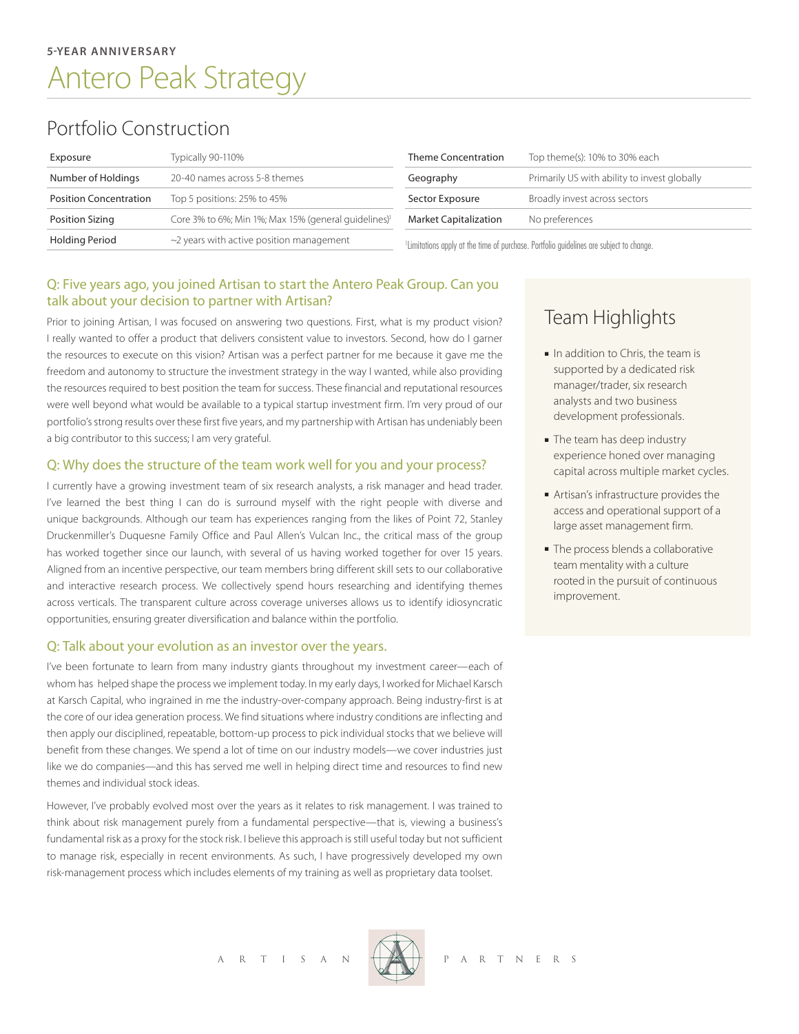**5-YEAR ANNIVERSARY**

# Antero Peak Strategy

## Portfolio Construction

| Exposure | Typically 90-110% |
|---|---|
| Number of Holdings | 20-40 names across 5-8 themes |
| Position Concentration | Top 5 positions: 25% to 45% |
| Position Sizing | Core 3% to 6%; Min 1%; Max 15% (general guidelines)[1] |
| Holding Period | ~2 years with active position management |
| Theme Concentration | Top theme(s): 10% to 30% each |
| Geography | Primarily US with ability to invest globally |
| Sector Exposure | Broadly invest across sectors |
| Market Capitalization | No preferences |

[1]Limitations apply at the time of purchase. Portfolio guidelines are subject to change.

### Q: Five years ago, you joined Artisan to start the Antero Peak Group. Can you talk about your decision to partner with Artisan?

Prior to joining Artisan, I was focused on answering two questions. First, what is my product vision? I really wanted to offer a product that delivers consistent value to investors. Second, how do I garner the resources to execute on this vision? Artisan was a perfect partner for me because it gave me the freedom and autonomy to structure the investment strategy in the way I wanted, while also providing the resources required to best position the team for success. These financial and reputational resources were well beyond what would be available to a typical startup investment firm. I'm very proud of our portfolio's strong results over these first five years, and my partnership with Artisan has undeniably been a big contributor to this success; I am very grateful.

### Q: Why does the structure of the team work well for you and your process?

I currently have a growing investment team of six research analysts, a risk manager and head trader. I've learned the best thing I can do is surround myself with the right people with diverse and unique backgrounds. Although our team has experiences ranging from the likes of Point 72, Stanley Druckenmiller's Duquesne Family Office and Paul Allen's Vulcan Inc., the critical mass of the group has worked together since our launch, with several of us having worked together for over 15 years. Aligned from an incentive perspective, our team members bring different skill sets to our collaborative and interactive research process. We collectively spend hours researching and identifying themes across verticals. The transparent culture across coverage universes allows us to identify idiosyncratic opportunities, ensuring greater diversification and balance within the portfolio.

### Q: Talk about your evolution as an investor over the years.

I've been fortunate to learn from many industry giants throughout my investment career—each of whom has helped shape the process we implement today. In my early days, I worked for Michael Karsch at Karsch Capital, who ingrained in me the industry-over-company approach. Being industry-first is at the core of our idea generation process. We find situations where industry conditions are inflecting and then apply our disciplined, repeatable, bottom-up process to pick individual stocks that we believe will benefit from these changes. We spend a lot of time on our industry models—we cover industries just like we do companies—and this has served me well in helping direct time and resources to find new themes and individual stock ideas.

However, I've probably evolved most over the years as it relates to risk management. I was trained to think about risk management purely from a fundamental perspective—that is, viewing a business's fundamental risk as a proxy for the stock risk. I believe this approach is still useful today but not sufficient to manage risk, especially in recent environments. As such, I have progressively developed my own risk-management process which includes elements of my training as well as proprietary data toolset.

## Team Highlights

- In addition to Chris, the team is supported by a dedicated risk manager/trader, six research analysts and two business development professionals.
- The team has deep industry experience honed over managing capital across multiple market cycles.
- Artisan's infrastructure provides the access and operational support of a large asset management firm.
- The process blends a collaborative team mentality with a culture rooted in the pursuit of continuous improvement.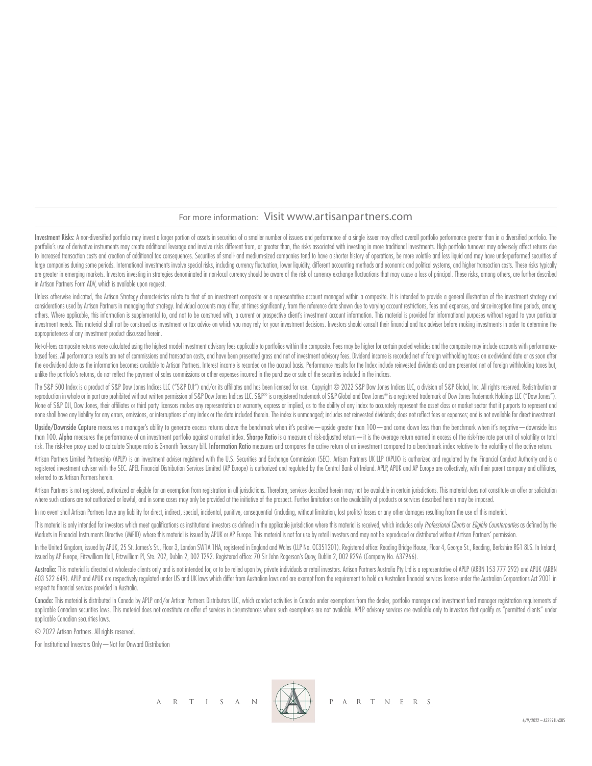For more information: Visit www.artisanpartners.com

**Investment Risks:** A non-diversified portfolio may invest a larger portion of assets in securities of a smaller number of issuers and performance of a single issuer may affect overall portfolio performance greater than in a diversified portfolio. The portfolio's use of derivative instruments may create additional leverage and involve risks different from, or greater than, the risks associated with investing in more traditional investments. High portfolio turnover may adversely affect returns due to increased transaction costs and creation of additional tax consequences. Securities of small- and medium-sized companies tend to have a shorter history of operations, be more volatile and less liquid and may have underperformed securities of large companies during some periods. International investments involve special risks, including currency fluctuation, lower liquidity, different accounting methods and economic and political systems, and higher transaction costs. These risks typically are greater in emerging markets. Investors investing in strategies denominated in non-local currency should be aware of the risk of currency exchange fluctuations that may cause a loss of principal. These risks, among others, are further described in Artisan Partners Form ADV, which is available upon request.

Unless otherwise indicated, the Artisan Strategy characteristics relate to that of an investment composite or a representative account managed within a composite. It is intended to provide a general illustration of the investment strategy and considerations used by Artisan Partners in managing that strategy. Individual accounts may differ, at times significantly, from the reference data shown due to varying account restrictions, fees and expenses, and since-inception time periods, among others. Where applicable, this information is supplemental to, and not to be construed with, a current or prospective client's investment account information. This material is provided for informational purposes without regard to your particular investment needs. This material shall not be construed as investment or tax advice on which you may rely for your investment decisions. Investors should consult their financial and tax adviser before making investments in order to determine the appropriateness of any investment product discussed herein.

Net-of-fees composite returns were calculated using the highest model investment advisory fees applicable to portfolios within the composite. Fees may be higher for certain pooled vehicles and the composite may include accounts with performance-based fees. All performance results are net of commissions and transaction costs, and have been presented gross and net of investment advisory fees. Dividend income is recorded net of foreign withholding taxes on ex-dividend date or as soon after the ex-dividend date as the information becomes available to Artisan Partners. Interest income is recorded on the accrual basis. Performance results for the Index include reinvested dividends and are presented net of foreign withholding taxes but, unlike the portfolio's returns, do not reflect the payment of sales commissions or other expenses incurred in the purchase or sale of the securities included in the indices.

The S&P 500 Index is a product of S&P Dow Jones Indices LLC ("S&P DJI") and/or its affiliates and has been licensed for use. Copyright © 2022 S&P Dow Jones Indices LLC, a division of S&P Global, Inc. All rights reserved. Redistribution or reproduction in whole or in part are prohibited without written permission of S&P Dow Jones Indices LLC. S&P® is a registered trademark of S&P Global and Dow Jones® is a registered trademark of Dow Jones Trademark Holdings LLC ("Dow Jones"). None of S&P DJI, Dow Jones, their affiliates or third party licensors makes any representation or warranty, express or implied, as to the ability of any index to accurately represent the asset class or market sector that it purports to represent and none shall have any liability for any errors, omissions, or interruptions of any index or the data included therein. The index is unmanaged; includes net reinvested dividends; does not reflect fees or expenses; and is not available for direct investment.

**Upside/Downside Capture** measures a manager's ability to generate excess returns above the benchmark when it's positive—upside greater than 100—and come down less than the benchmark when it's negative—downside less than 100. **Alpha** measures the performance of an investment portfolio against a market index. **Sharpe Ratio** is a measure of risk-adjusted return—it is the average return earned in excess of the risk-free rate per unit of volatility or total risk. The risk-free proxy used to calculate Sharpe ratio is 3-month Treasury bill. **Information Ratio** measures and compares the active return of an investment compared to a benchmark index relative to the volatility of the active return.

Artisan Partners Limited Partnership (APLP) is an investment adviser registered with the U.S. Securities and Exchange Commission (SEC). Artisan Partners UK LLP (APUK) is authorized and regulated by the Financial Conduct Authority and is a registered investment adviser with the SEC. APEL Financial Distribution Services Limited (AP Europe) is authorized and regulated by the Central Bank of Ireland. APLP, APUK and AP Europe are collectively, with their parent company and affiliates, referred to as Artisan Partners herein.

Artisan Partners is not registered, authorized or eligible for an exemption from registration in all jurisdictions. Therefore, services described herein may not be available in certain jurisdictions. This material does not constitute an offer or solicitation where such actions are not authorized or lawful, and in some cases may only be provided at the initiative of the prospect. Further limitations on the availability of products or services described herein may be imposed.

In no event shall Artisan Partners have any liability for direct, indirect, special, incidental, punitive, consequential (including, without limitation, lost profits) losses or any other damages resulting from the use of this material.

This material is only intended for investors which meet qualifications as institutional investors as defined in the applicable jurisdiction where this material is received, which includes only *Professional Clients* or *Eligible Counterparties* as defined by the Markets in Financial Instruments Directive (MiFID) where this material is issued by APUK or AP Europe. This material is not for use by retail investors and may not be reproduced or distributed without Artisan Partners' permission.

In the United Kingdom, issued by APUK, 25 St. James's St., Floor 3, London SW1A 1HA, registered in England and Wales (LLP No. OC351201). Registered office: Reading Bridge House, Floor 4, George St., Reading, Berkshire RG1 8LS. In Ireland, issued by AP Europe, Fitzwilliam Hall, Fitzwilliam Pl, Ste. 202, Dublin 2, D02 T292. Registered office: 70 Sir John Rogerson's Quay, Dublin 2, D02 R296 (Company No. 637966).

**Australia:** This material is directed at wholesale clients only and is not intended for, or to be relied upon by, private individuals or retail investors. Artisan Partners Australia Pty Ltd is a representative of APLP (ARBN 153 777 292) and APUK (ARBN 603 522 649). APLP and APUK are respectively regulated under US and UK laws which differ from Australian laws and are exempt from the requirement to hold an Australian financial services license under the Australian Corporations Act 2001 in respect to financial services provided in Australia.

**Canada:** This material is distributed in Canada by APLP and/or Artisan Partners Distributors LLC, which conduct activities in Canada under exemptions from the dealer, portfolio manager and investment fund manager registration requirements of applicable Canadian securities laws. This material does not constitute an offer of services in circumstances where such exemptions are not available. APLP advisory services are available only to investors that qualify as "permitted clients" under applicable Canadian securities laws.

© 2022 Artisan Partners. All rights reserved.

For Institutional Investors Only—Not for Onward Distribution

ARTISAN PARTNERS

6/9/2022 – A22591L-vXUS